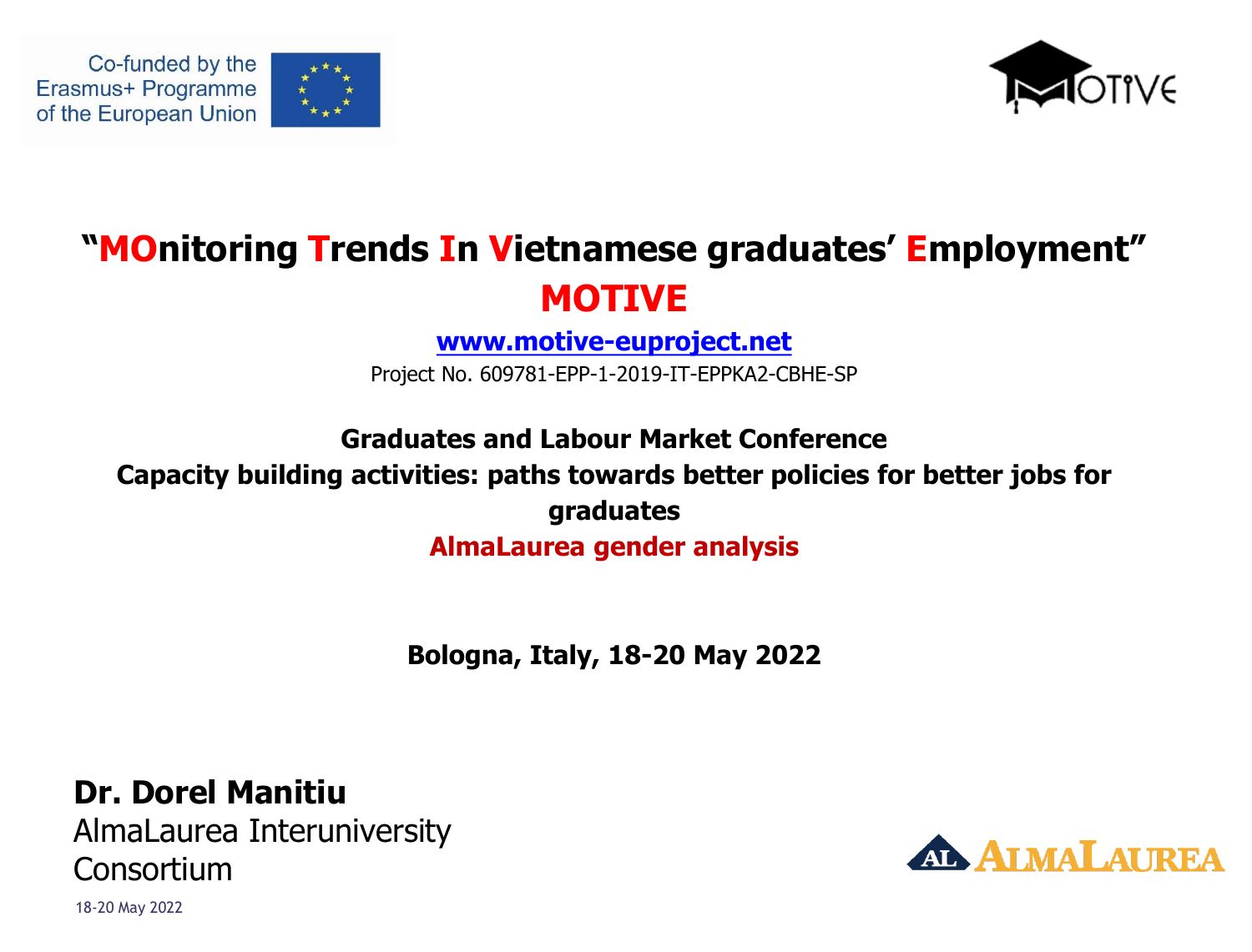Co-funded by the Erasmus+ Programme of the European Union

# "MOnitoring Trends In Vietnamese graduates' Employment" MOTIVE

**www.motive-euproject.net**

Project No. 609781-EPP-1-2019-IT-EPPKA2-CBHE-SP

## Graduates and Labour Market Conference

## Capacity building activities: paths towards better policies for better jobs for graduates

## AlmaLaurea gender analysis

**Bologna, Italy, 18-20 May 2022**

**Dr. Dorel Manitiu**

AlmaLaurea Interuniversity Consortium

18-20 May 2022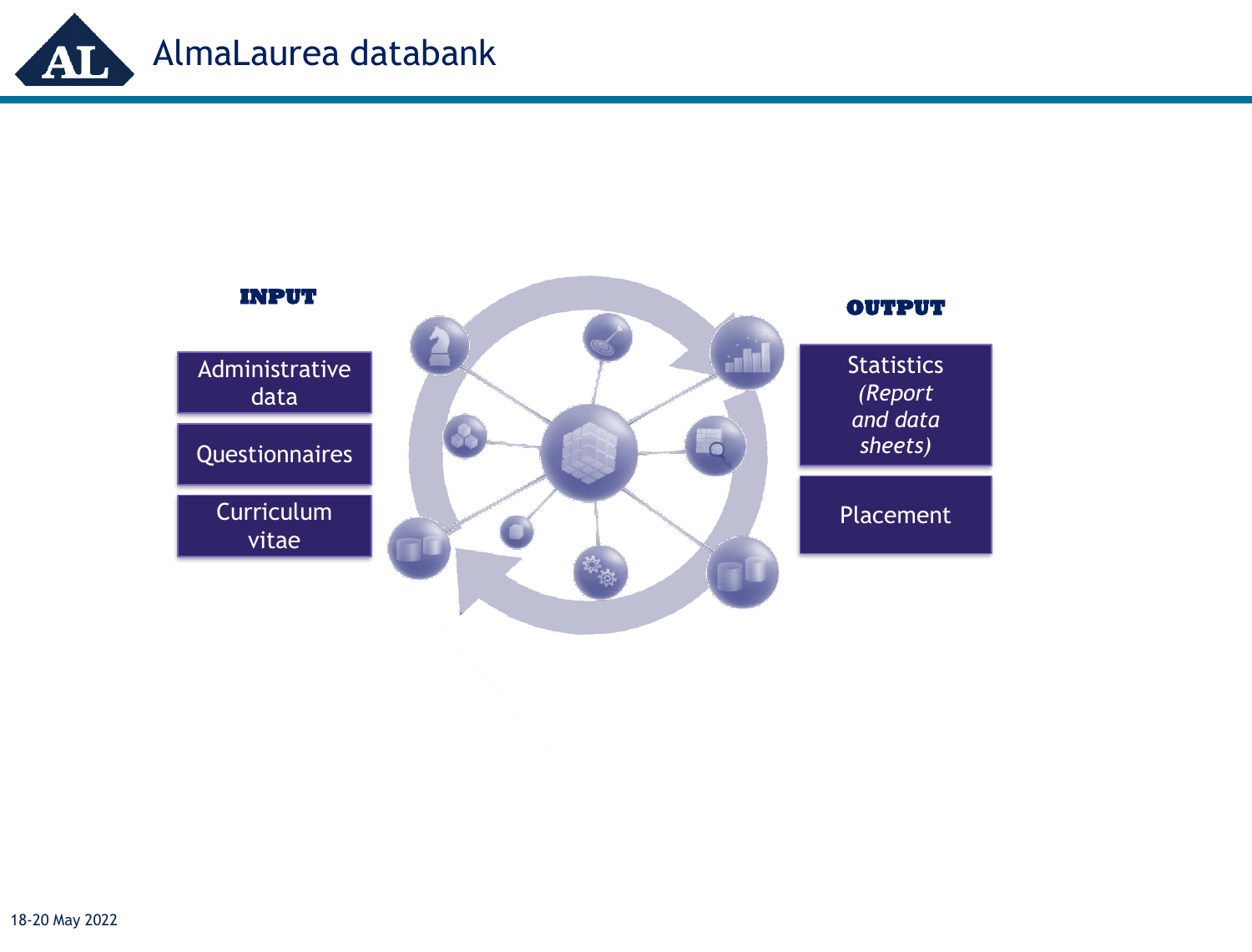# AlmaLaurea databank

**INPUT**

- Administrative data
- Questionnaires
- Curriculum vitae

**OUTPUT**

- Statistics *(Report and data sheets)*
- Placement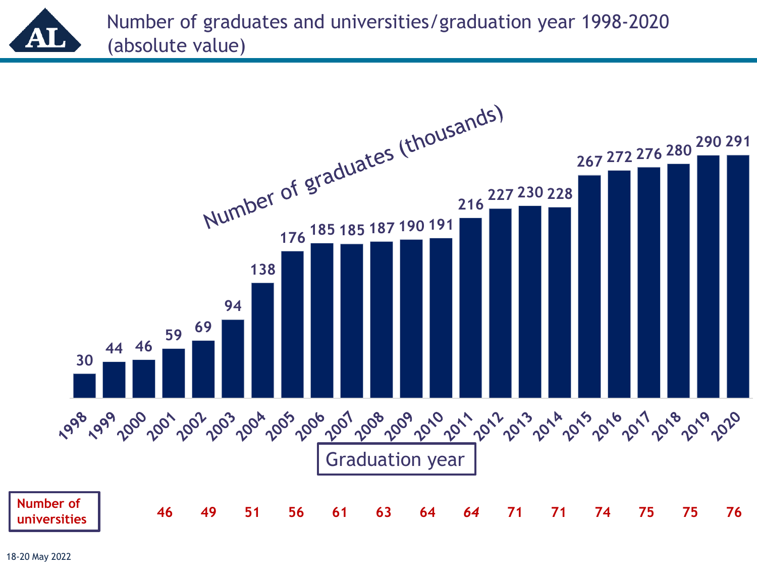# Number of graduates and universities/graduation year 1998-2020 (absolute value)

Number of graduates (thousands)

30 44 46 59 69 94 138 176 185 185 187 190 191 216 227 230 228 267 272 276 280 290 291

1998 1999 2000 2001 2002 2003 2004 2005 2006 2007 2008 2009 2010 2011 2012 2013 2014 2015 2016 2017 2018 2019 2020

Graduation year

**Number of universities**

46 49 51 56 61 63 64 *64* 71 71 74 75 75 76

18-20 May 2022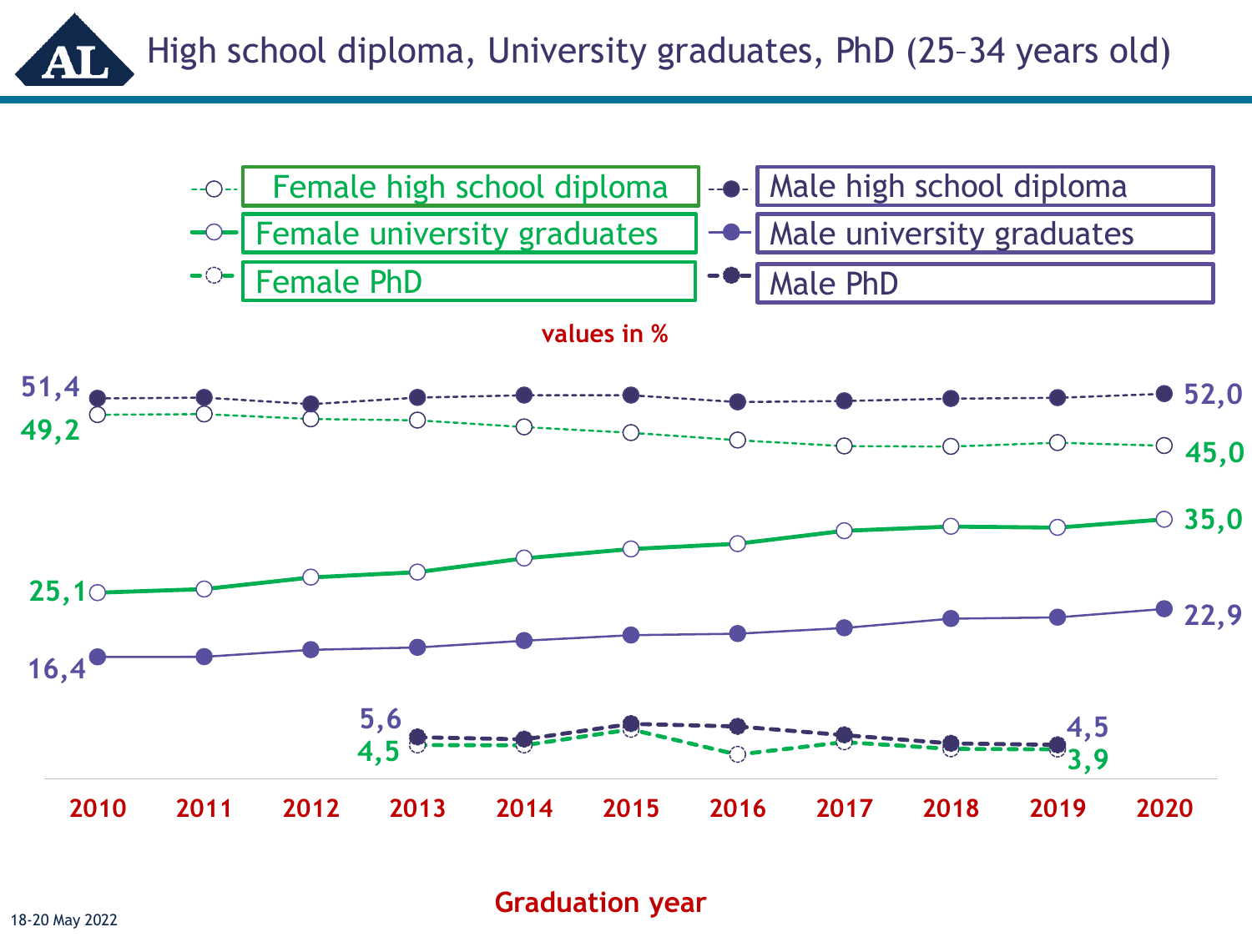# High school diploma, University graduates, PhD (25–34 years old)

Female high school diploma
Female university graduates
Female PhD
Male high school diploma
Male university graduates
Male PhD

values in %

51,4
49,2
25,1
16,4
5,6
4,5
52,0
45,0
35,0
22,9
4,5
3,9

2010 2011 2012 2013 2014 2015 2016 2017 2018 2019 2020

Graduation year

18-20 May 2022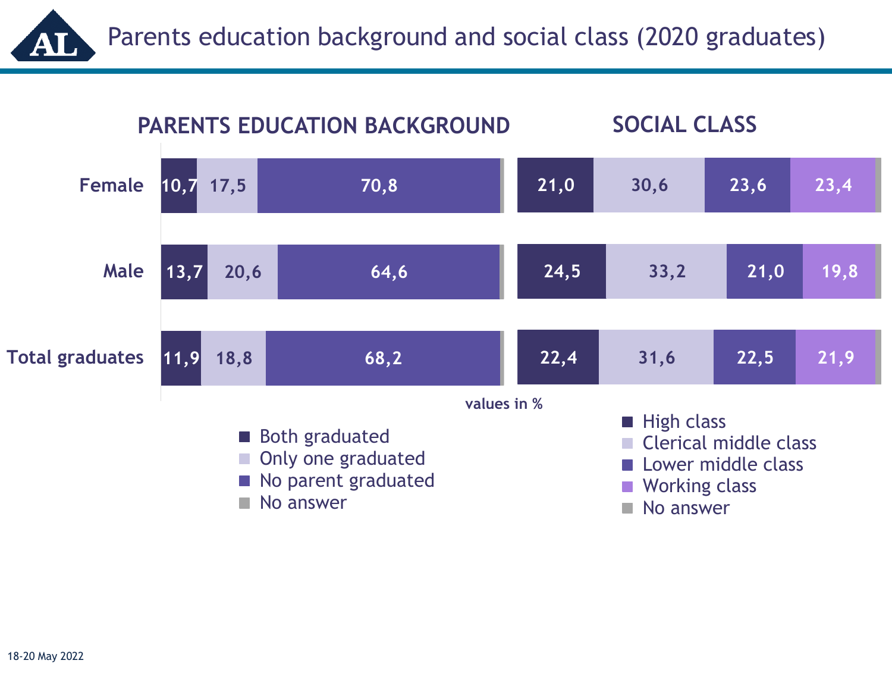# Parents education background and social class (2020 graduates)

## PARENTS EDUCATION BACKGROUND

Female
10,7
17,5
70,8

Male
13,7
20,6
64,6

Total graduates
11,9
18,8
68,2

## SOCIAL CLASS

21,0
30,6
23,6
23,4

24,5
33,2
21,0
19,8

22,4
31,6
22,5
21,9

values in %

- Both graduated
- Only one graduated
- No parent graduated
- No answer

- High class
- Clerical middle class
- Lower middle class
- Working class
- No answer

18-20 May 2022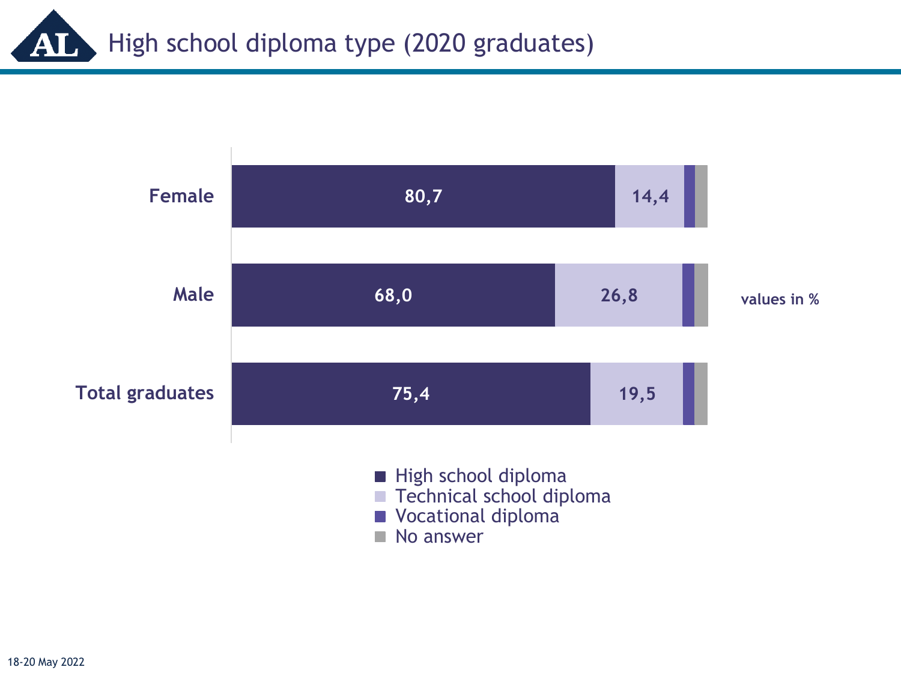# High school diploma type (2020 graduates)

Female

80,7

14,4

Male

68,0

26,8

Total graduates

75,4

19,5

values in %

- High school diploma
- Technical school diploma
- Vocational diploma
- No answer

18-20 May 2022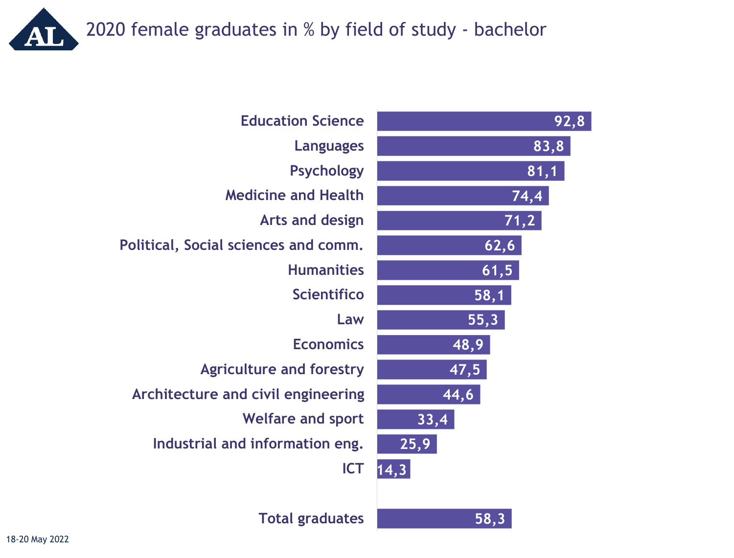# 2020 female graduates in % by field of study - bachelor

Education Science 92,8
Languages 83,8
Psychology 81,1
Medicine and Health 74,4
Arts and design 71,2
Political, Social sciences and comm. 62,6
Humanities 61,5
Scientifico 58,1
Law 55,3
Economics 48,9
Agriculture and forestry 47,5
Architecture and civil engineering 44,6
Welfare and sport 33,4
Industrial and information eng. 25,9
ICT 14,3

Total graduates 58,3

18-20 May 2022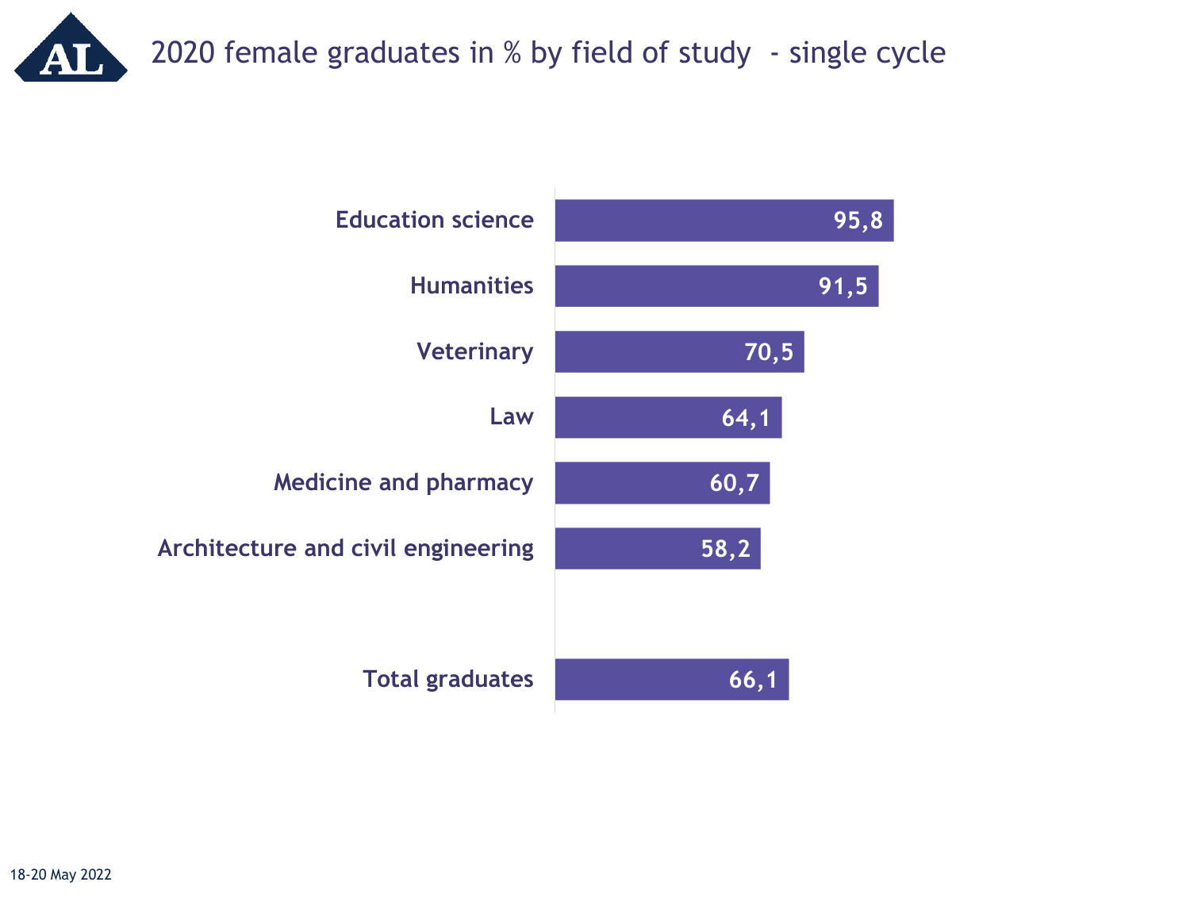# 2020 female graduates in % by field of study - single cycle

| Field of study | % |
|---|---|
| Education science | 95,8 |
| Humanities | 91,5 |
| Veterinary | 70,5 |
| Law | 64,1 |
| Medicine and pharmacy | 60,7 |
| Architecture and civil engineering | 58,2 |
| Total graduates | 66,1 |

18-20 May 2022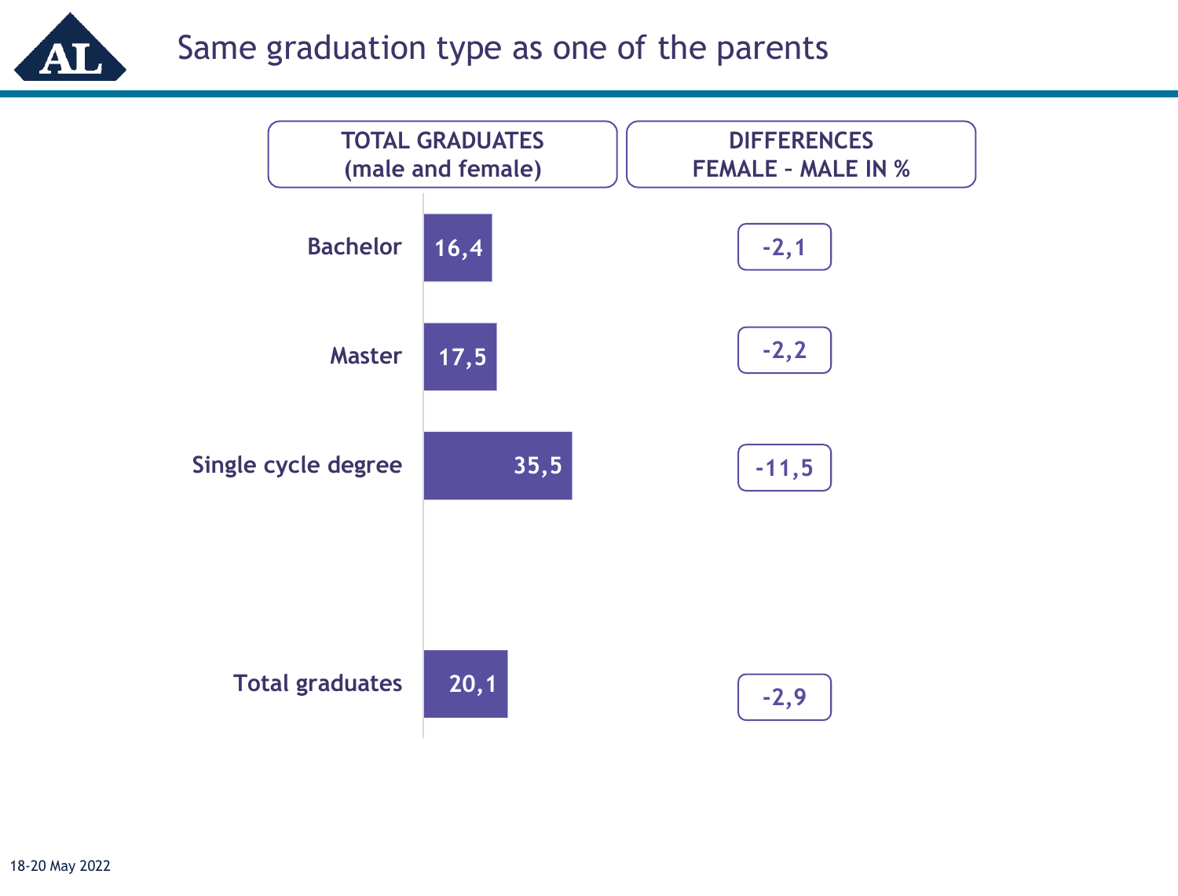# Same graduation type as one of the parents

TOTAL GRADUATES (male and female)

DIFFERENCES FEMALE - MALE IN %

Bachelor
16,4
-2,1

Master
17,5
-2,2

Single cycle degree
35,5
-11,5

Total graduates
20,1
-2,9

18-20 May 2022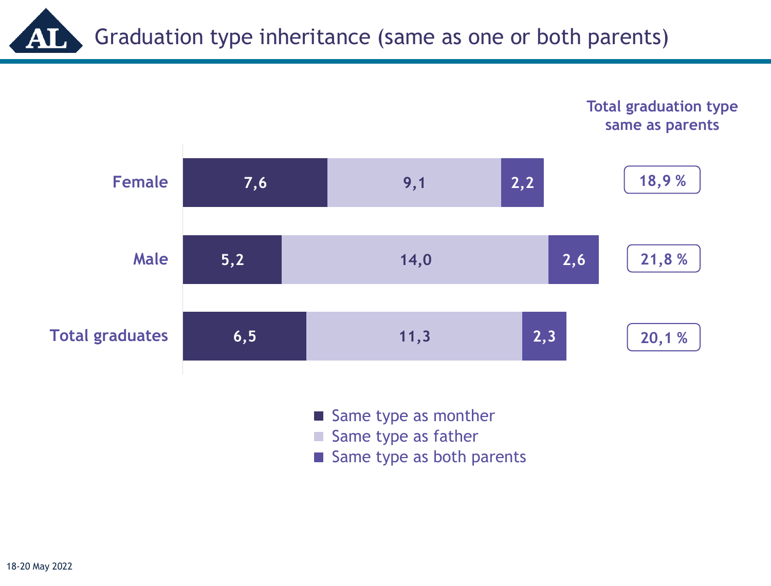# Graduation type inheritance (same as one or both parents)

Total graduation type same as parents

Female
7,6
9,1
2,2
18,9 %

Male
5,2
14,0
2,6
21,8 %

Total graduates
6,5
11,3
2,3
20,1 %

Same type as monther
Same type as father
Same type as both parents

18-20 May 2022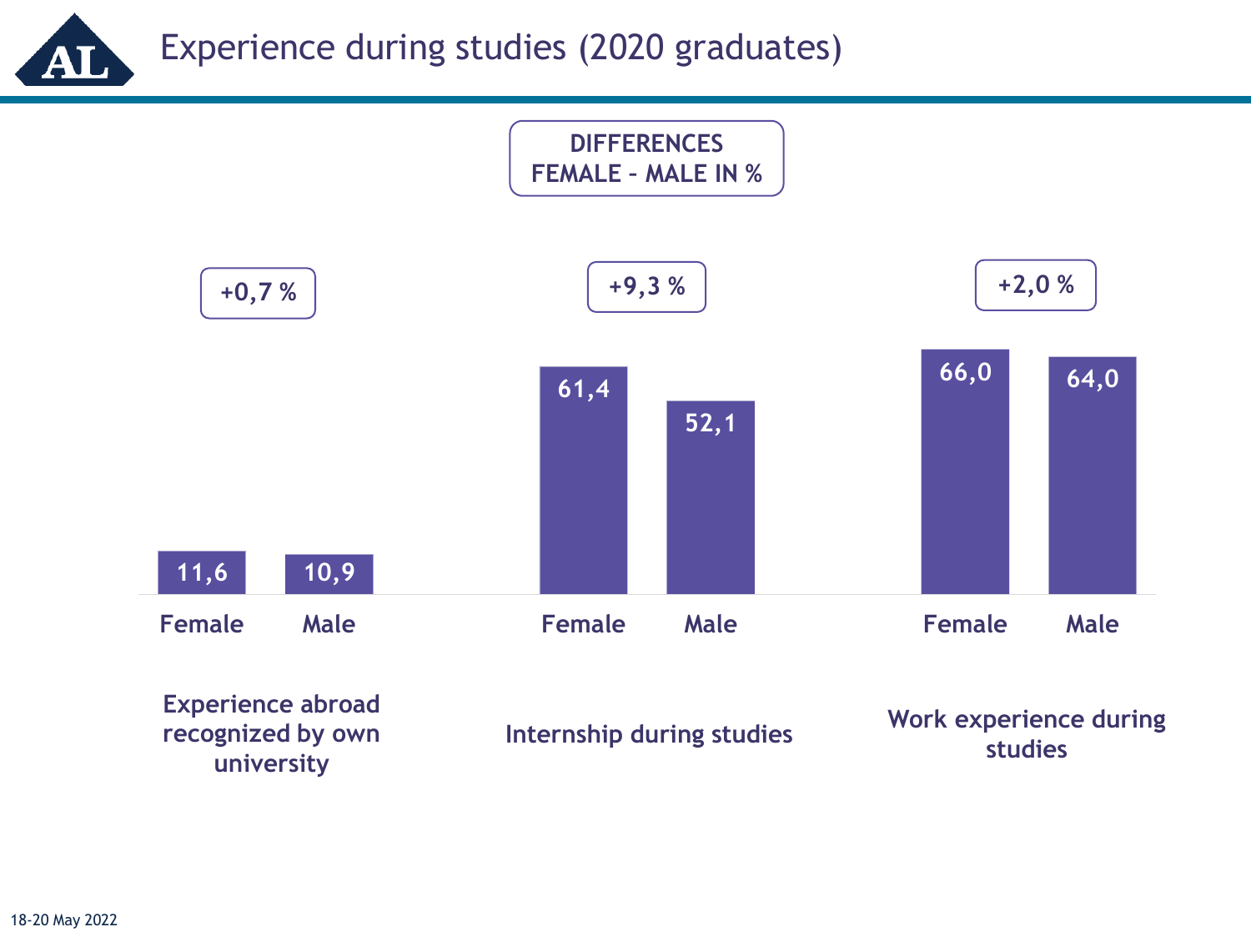# Experience during studies (2020 graduates)

DIFFERENCES FEMALE – MALE IN %

+0,7 %

11,6

10,9

Female

Male

Experience abroad recognized by own university

+9,3 %

61,4

52,1

Female

Male

Internship during studies

+2,0 %

66,0

64,0

Female

Male

Work experience during studies

18-20 May 2022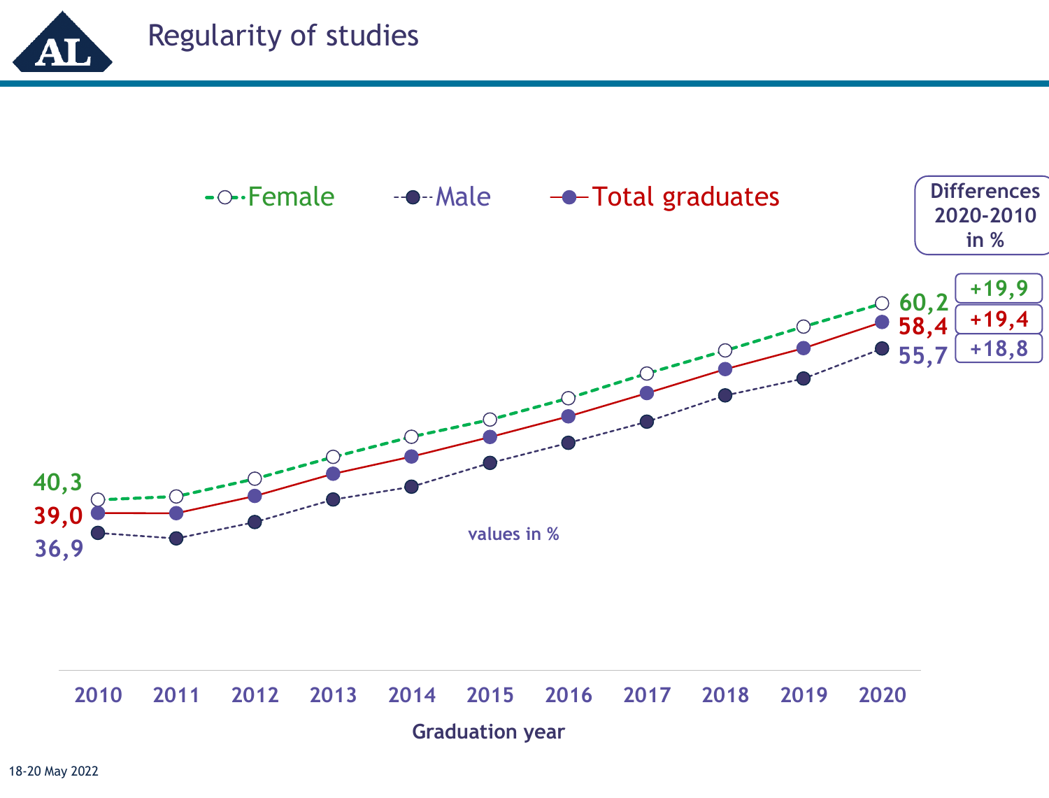# Regularity of studies

Female | Male | Total graduates

Differences 2020-2010 in %

+19,9
+19,4
+18,8

40,3
39,0
36,9

60,2
58,4
55,7

values in %

2010 2011 2012 2013 2014 2015 2016 2017 2018 2019 2020

Graduation year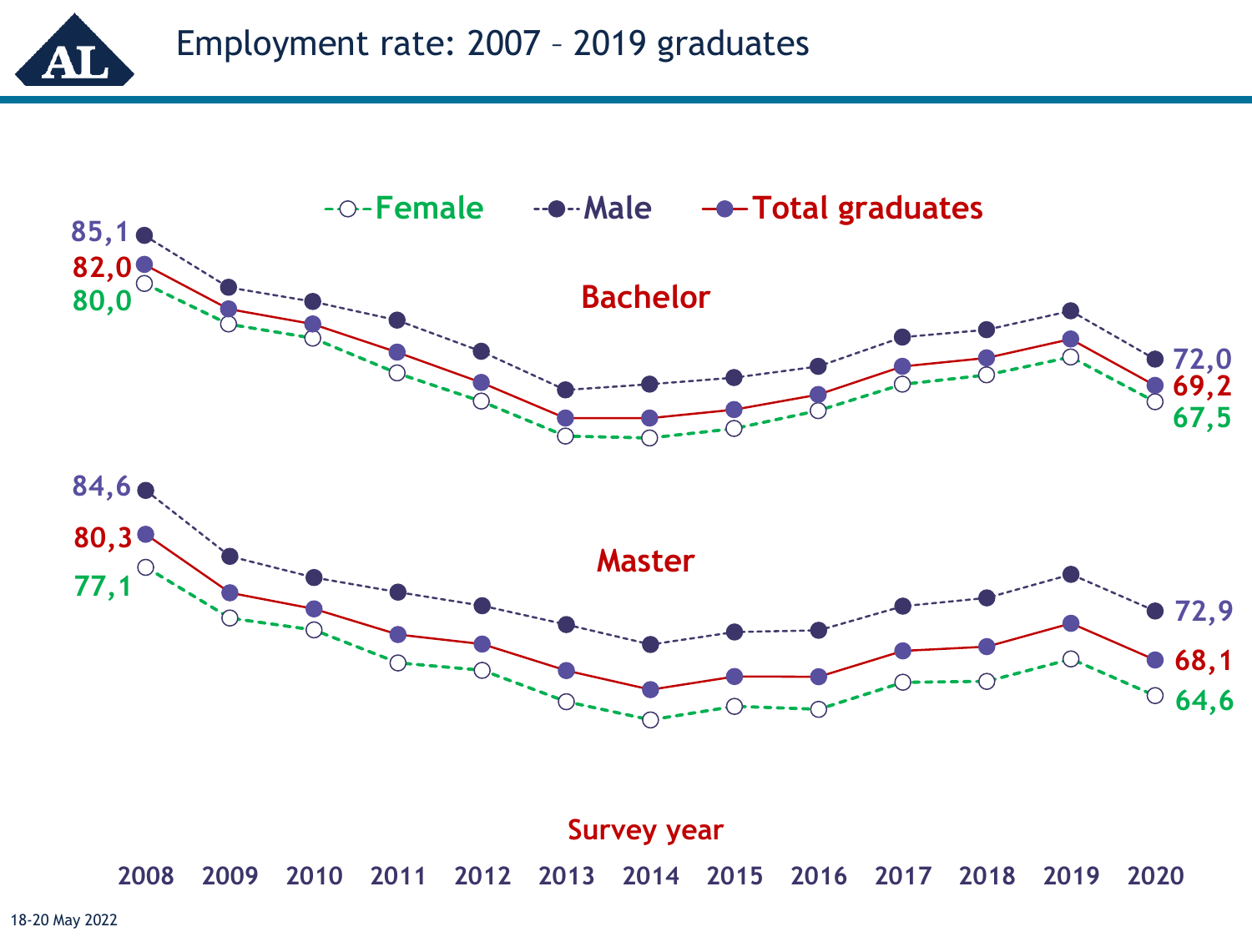# Employment rate: 2007 – 2019 graduates

Female  Male  Total graduates

Bachelor

85,1
82,0
80,0

72,0
69,2
67,5

Master

84,6
80,3
77,1

72,9
68,1
64,6

Survey year

2008 2009 2010 2011 2012 2013 2014 2015 2016 2017 2018 2019 2020

18-20 May 2022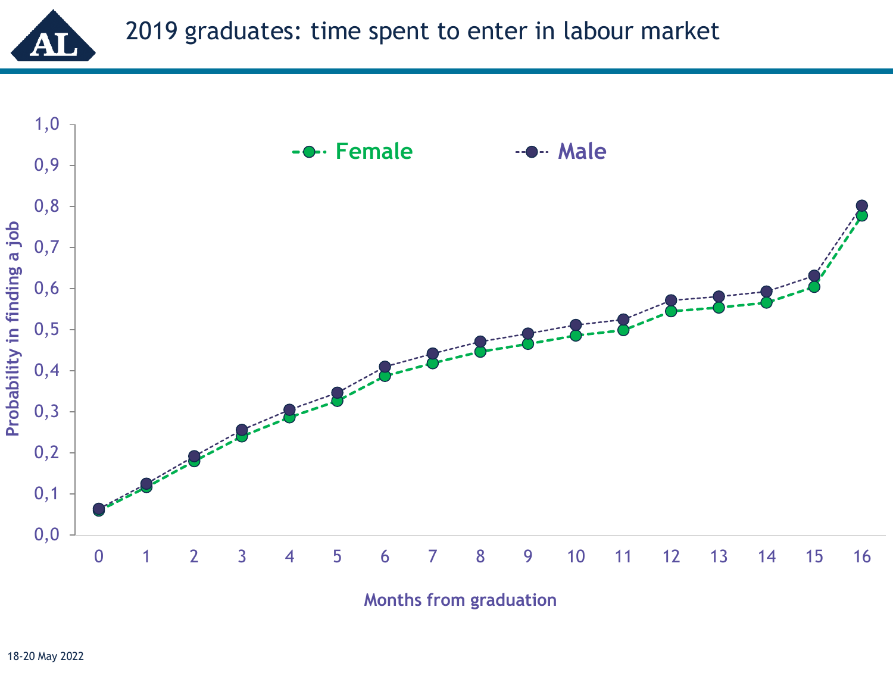# 2019 graduates: time spent to enter in labour market

Female
Male

Probability in finding a job

1,0
0,9
0,8
0,7
0,6
0,5
0,4
0,3
0,2
0,1
0,0

0 1 2 3 4 5 6 7 8 9 10 11 12 13 14 15 16

Months from graduation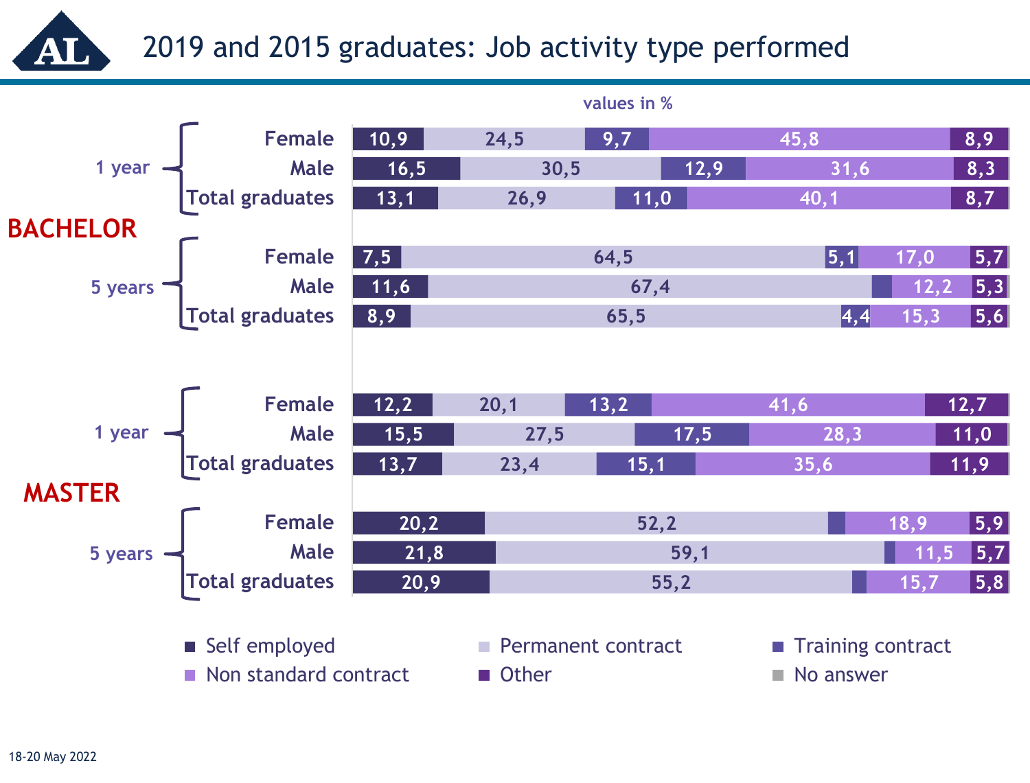# 2019 and 2015 graduates: Job activity type performed

values in %

BACHELOR

1 year

Female: 10,9 | 24,5 | 9,7 | 45,8 | 8,9

Male: 16,5 | 30,5 | 12,9 | 31,6 | 8,3

Total graduates: 13,1 | 26,9 | 11,0 | 40,1 | 8,7

5 years

Female: 7,5 | 64,5 | 5,1 | 17,0 | 5,7

Male: 11,6 | 67,4 | 12,2 | 5,3

Total graduates: 8,9 | 65,5 | 4,4 | 15,3 | 5,6

MASTER

1 year

Female: 12,2 | 20,1 | 13,2 | 41,6 | 12,7

Male: 15,5 | 27,5 | 17,5 | 28,3 | 11,0

Total graduates: 13,7 | 23,4 | 15,1 | 35,6 | 11,9

5 years

Female: 20,2 | 52,2 | 18,9 | 5,9

Male: 21,8 | 59,1 | 11,5 | 5,7

Total graduates: 20,9 | 55,2 | 15,7 | 5,8

Self employed
Permanent contract
Training contract
Non standard contract
Other
No answer

18-20 May 2022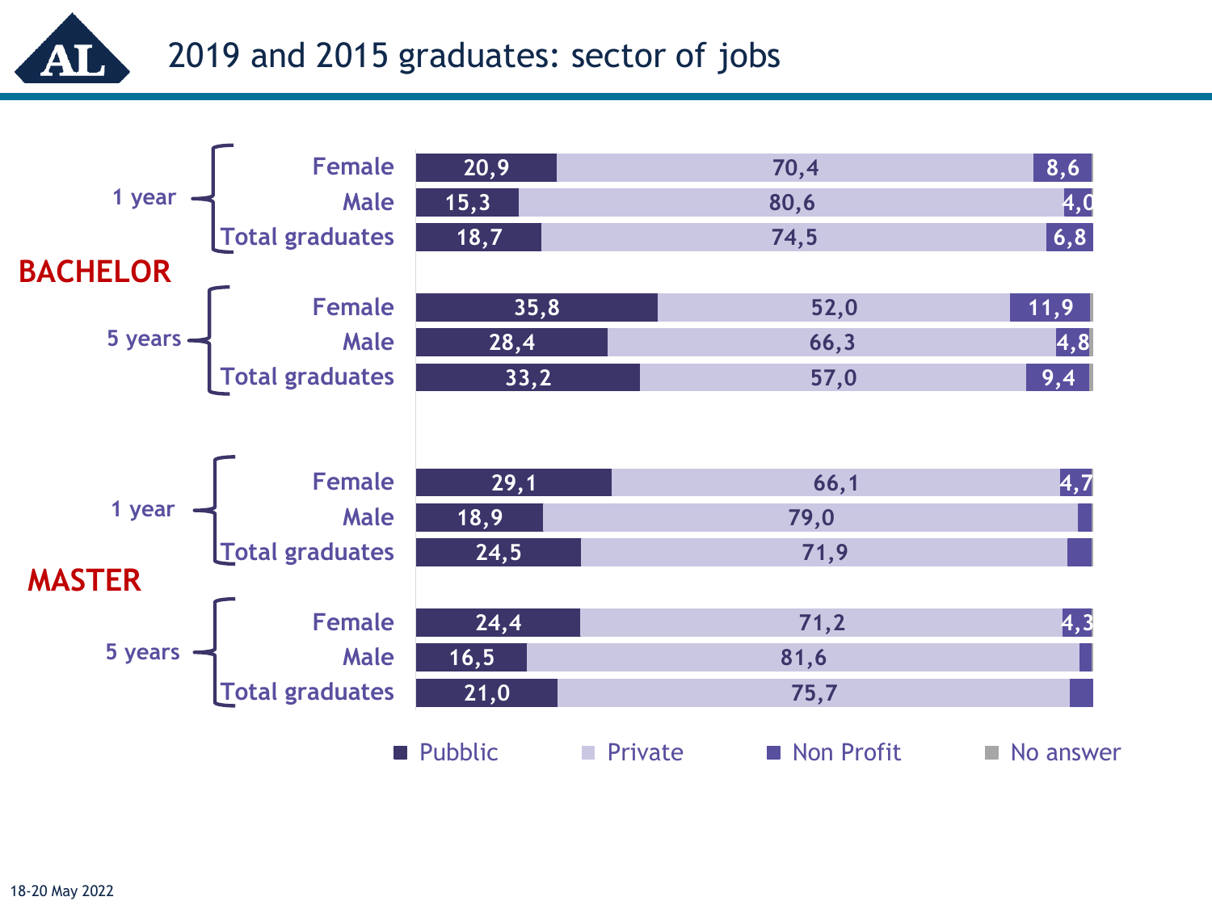# 2019 and 2015 graduates: sector of jobs

BACHELOR

1 year

Female 20,9 70,4 8,6

Male 15,3 80,6 4,0

Total graduates 18,7 74,5 6,8

5 years

Female 35,8 52,0 11,9

Male 28,4 66,3 4,8

Total graduates 33,2 57,0 9,4

MASTER

1 year

Female 29,1 66,1 4,7

Male 18,9 79,0

Total graduates 24,5 71,9

5 years

Female 24,4 71,2 4,3

Male 16,5 81,6

Total graduates 21,0 75,7

Pubblic  Private  Non Profit  No answer

18-20 May 2022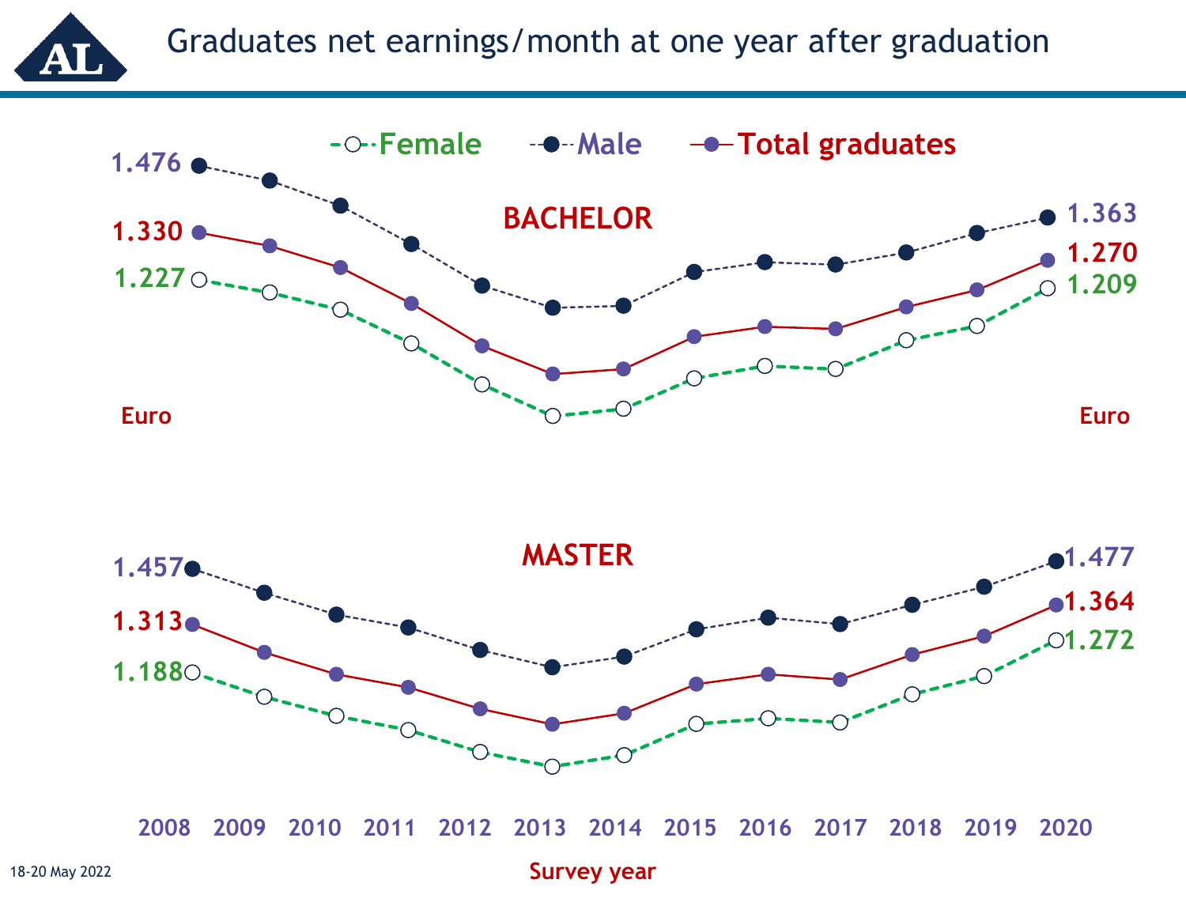# Graduates net earnings/month at one year after graduation

Female   Male   Total graduates

BACHELOR

1.476
1.330
1.227

1.363
1.270
1.209

Euro

Euro

MASTER

1.457
1.313
1.188

1.477
1.364
1.272

2008 2009 2010 2011 2012 2013 2014 2015 2016 2017 2018 2019 2020

Survey year

18-20 May 2022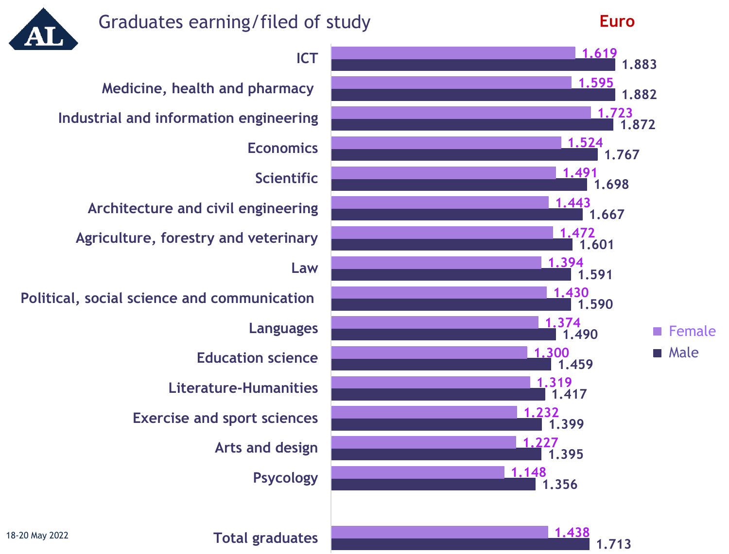# Graduates earning/filed of study

Euro

ICT
1.619
1.883

Medicine, health and pharmacy
1.595
1.882

Industrial and information engineering
1.723
1.872

Economics
1.524
1.767

Scientific
1.491
1.698

Architecture and civil engineering
1.443
1.667

Agriculture, forestry and veterinary
1.472
1.601

Law
1.394
1.591

Political, social science and communication
1.430
1.590

Languages
1.374
1.490

Education science
1.300
1.459

Literature-Humanities
1.319
1.417

Exercise and sport sciences
1.232
1.399

Arts and design
1.227
1.395

Psycology
1.148
1.356

Total graduates
1.438
1.713

Female
Male

18-20 May 2022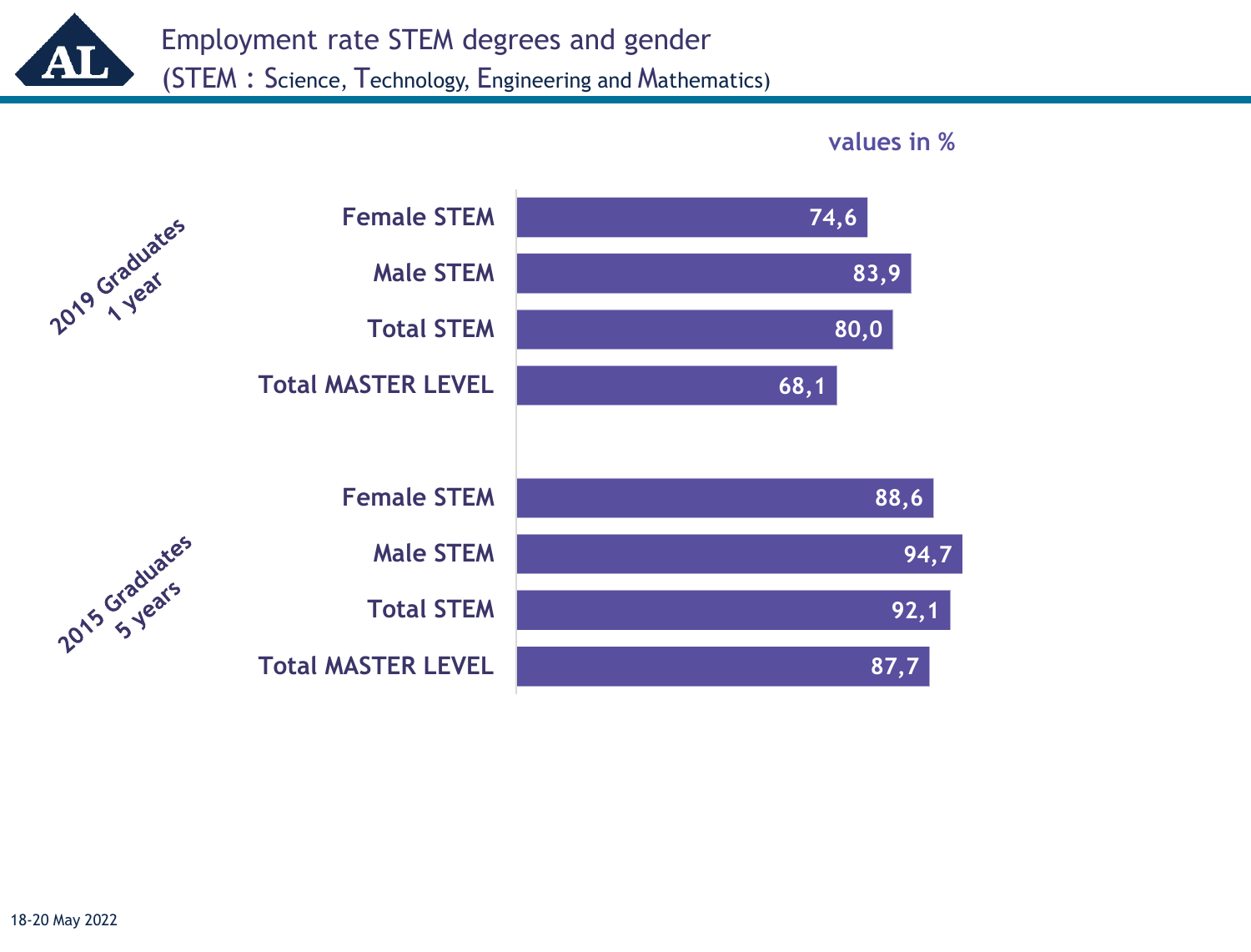# Employment rate STEM degrees and gender

(STEM : Science, Technology, Engineering and Mathematics)

values in %

2019 Graduates
1 year

Female STEM
74,6

Male STEM
83,9

Total STEM
80,0

Total MASTER LEVEL
68,1

2015 Graduates
5 years

Female STEM
88,6

Male STEM
94,7

Total STEM
92,1

Total MASTER LEVEL
87,7

18-20 May 2022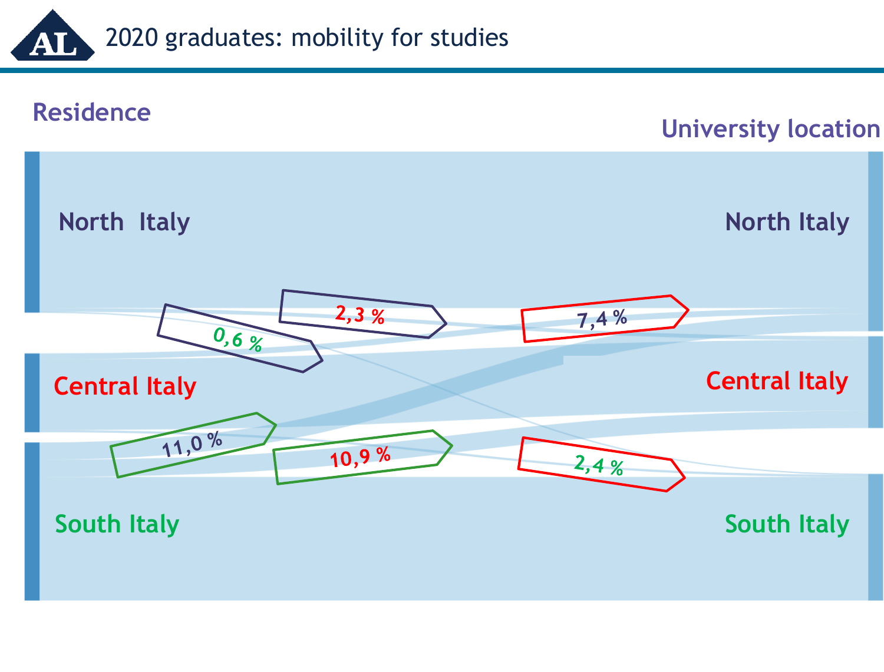# 2020 graduates: mobility for studies

Residence

University location

North Italy

Central Italy

South Italy

2,3 %

0,6 %

7,4 %

11,0 %

10,9 %

2,4 %

North Italy

Central Italy

South Italy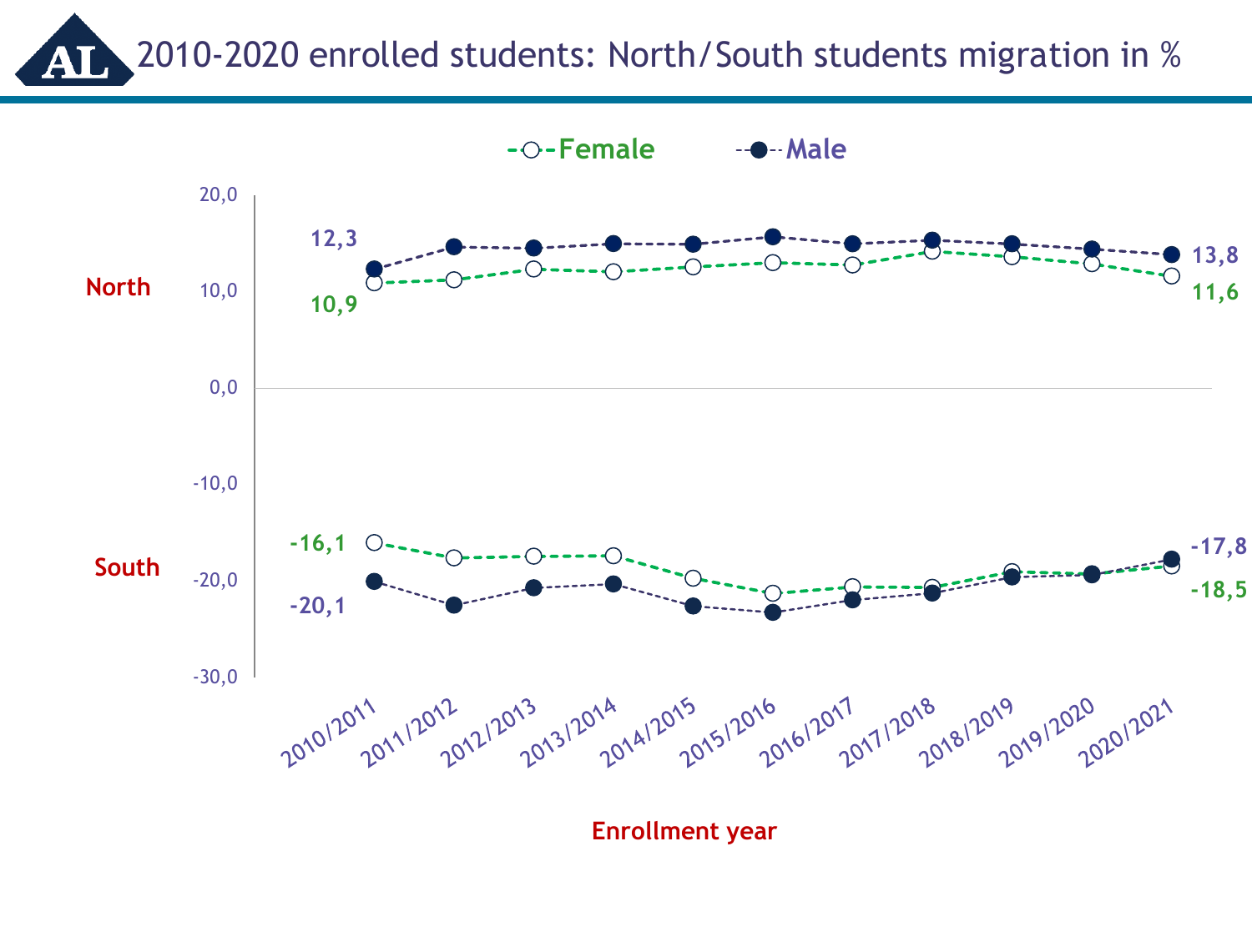# 2010-2020 enrolled students: North/South students migration in %

Female
Male

20,0
10,0
0,0
-10,0
-20,0
-30,0

North
South

12,3
10,9
13,8
11,6
-16,1
-20,1
-17,8
-18,5

2010/2011
2011/2012
2012/2013
2013/2014
2014/2015
2015/2016
2016/2017
2017/2018
2018/2019
2019/2020
2020/2021

Enrollment year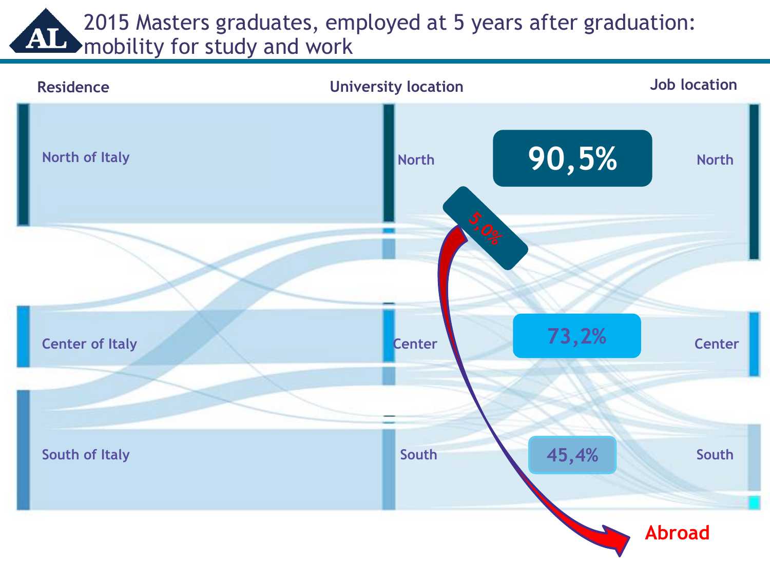# 2015 Masters graduates, employed at 5 years after graduation: mobility for study and work

Residence

University location

Job location

North of Italy

Center of Italy

South of Italy

North

Center

South

90,5%

5,0%

73,2%

45,4%

North

Center

South

Abroad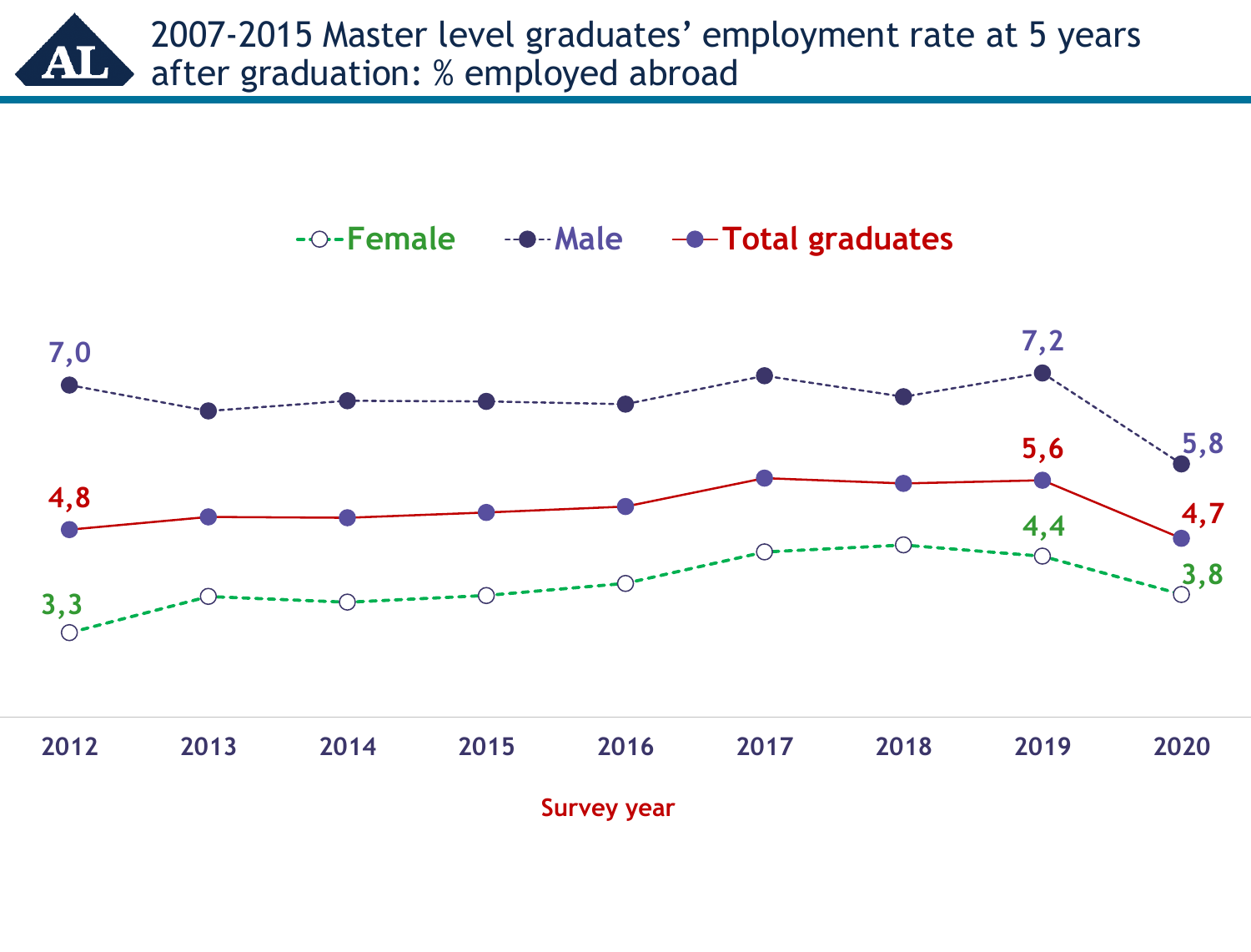# 2007-2015 Master level graduates' employment rate at 5 years after graduation: % employed abroad

Female
Male
Total graduates

7,0
7,2
5,8
4,8
5,6
4,7
3,3
4,4
3,8

2012
2013
2014
2015
2016
2017
2018
2019
2020

Survey year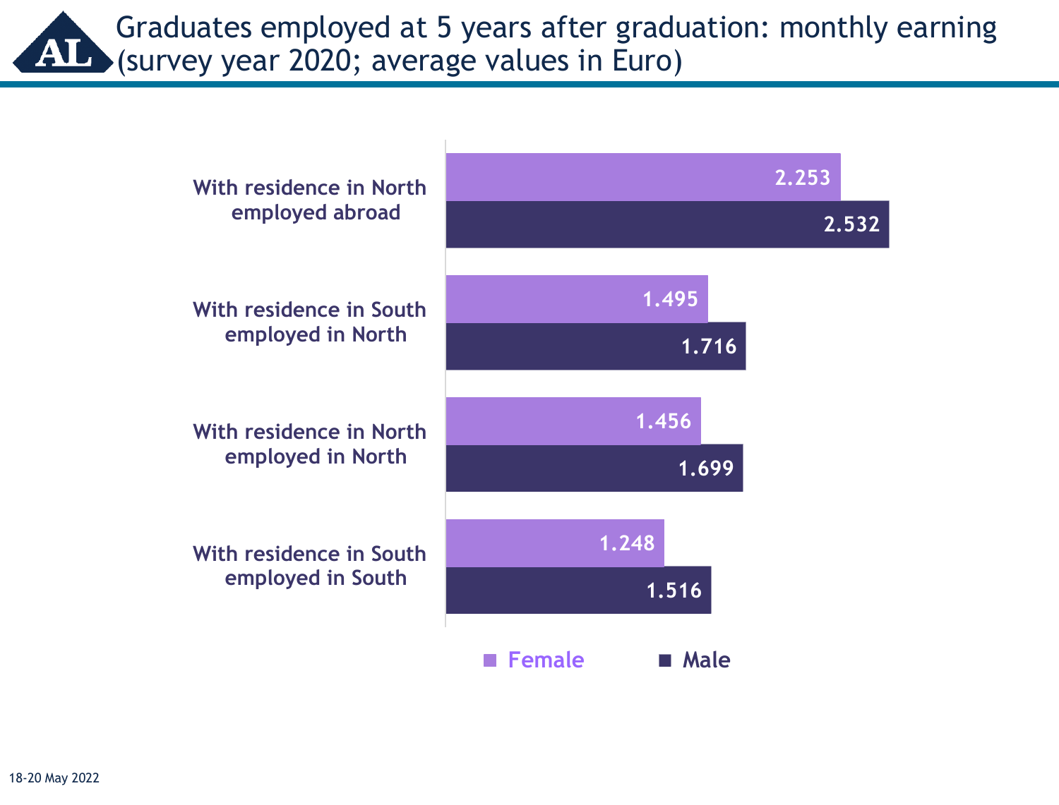# Graduates employed at 5 years after graduation: monthly earning (survey year 2020; average values in Euro)

With residence in North employed abroad
2.253
2.532

With residence in South employed in North
1.495
1.716

With residence in North employed in North
1.456
1.699

With residence in South employed in South
1.248
1.516

Female
Male

18-20 May 2022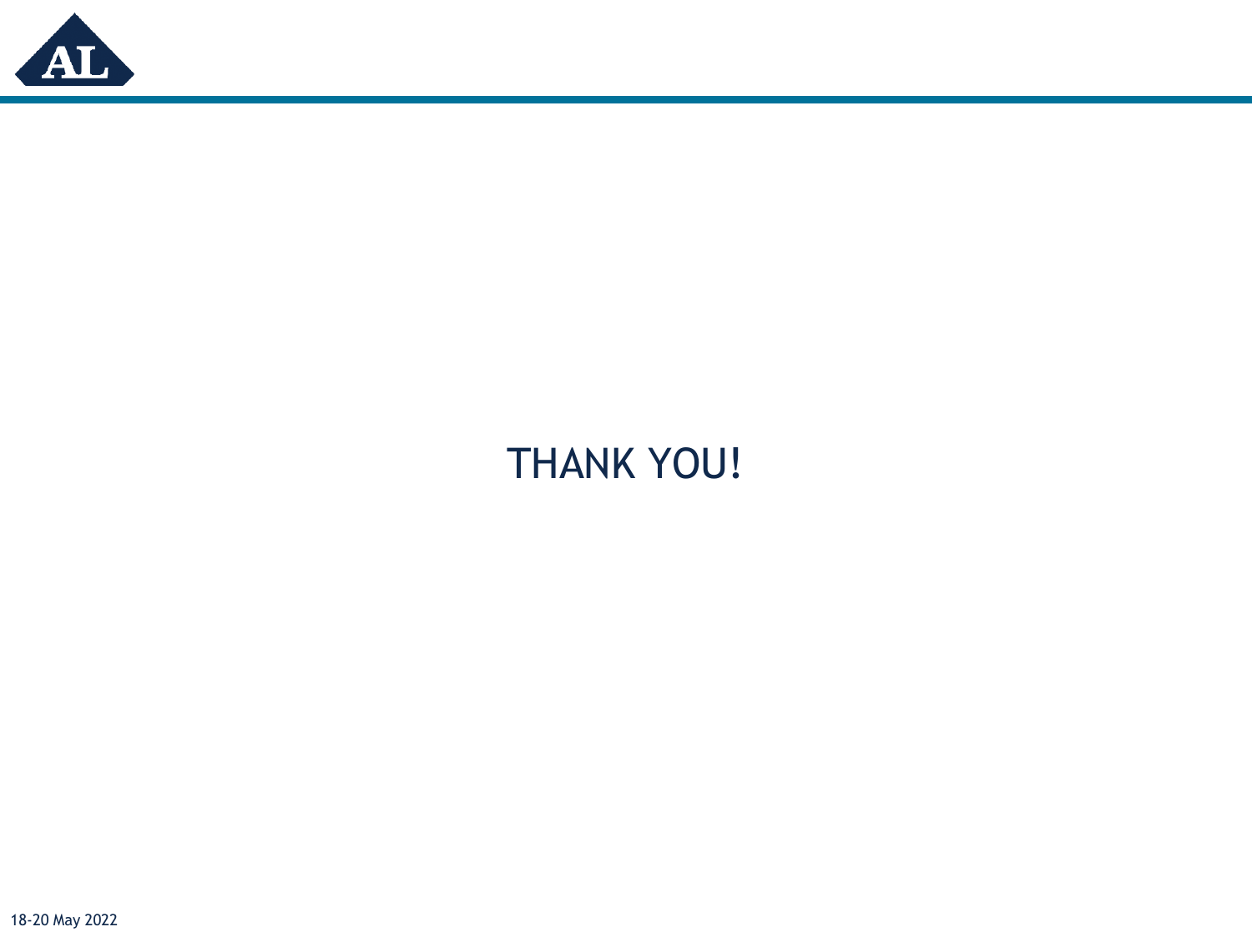THANK YOU!